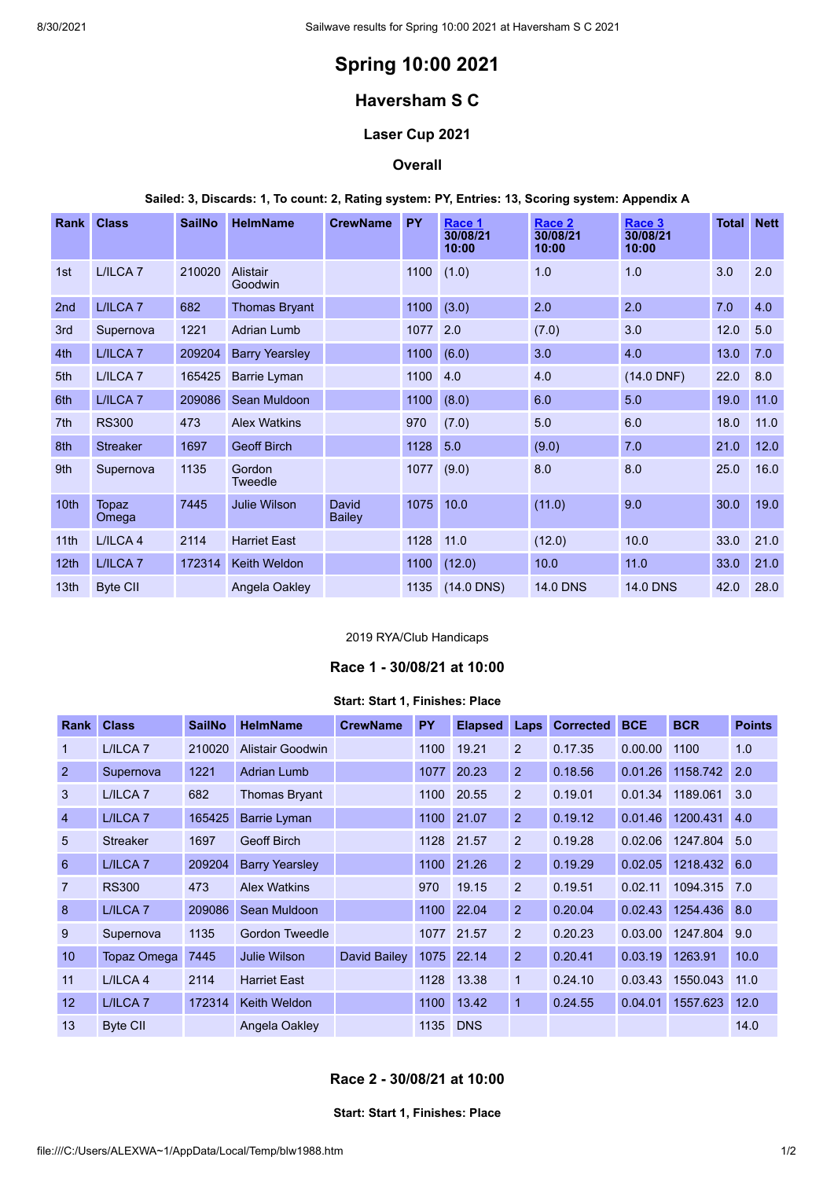# Spring 10:00 2021

## Haversham S C

### Laser Cup 2021

### Overall

**Sailed: 3, Discards: 1, To count: 2, Rating system: PY, Entries: 13, Scoring system: Appendix A**

| Rank | Class | SailNo | HelmName | CrewName | PY | Race 1 30/08/21 10:00 | Race 2 30/08/21 10:00 | Race 3 30/08/21 10:00 | Total | Nett |
|---|---|---|---|---|---|---|---|---|---|---|
| 1st | L/ILCA 7 | 210020 | Alistair Goodwin | | 1100 | (1.0) | 1.0 | 1.0 | 3.0 | 2.0 |
| 2nd | L/ILCA 7 | 682 | Thomas Bryant | | 1100 | (3.0) | 2.0 | 2.0 | 7.0 | 4.0 |
| 3rd | Supernova | 1221 | Adrian Lumb | | 1077 | 2.0 | (7.0) | 3.0 | 12.0 | 5.0 |
| 4th | L/ILCA 7 | 209204 | Barry Yearsley | | 1100 | (6.0) | 3.0 | 4.0 | 13.0 | 7.0 |
| 5th | L/ILCA 7 | 165425 | Barrie Lyman | | 1100 | 4.0 | 4.0 | (14.0 DNF) | 22.0 | 8.0 |
| 6th | L/ILCA 7 | 209086 | Sean Muldoon | | 1100 | (8.0) | 6.0 | 5.0 | 19.0 | 11.0 |
| 7th | RS300 | 473 | Alex Watkins | | 970 | (7.0) | 5.0 | 6.0 | 18.0 | 11.0 |
| 8th | Streaker | 1697 | Geoff Birch | | 1128 | 5.0 | (9.0) | 7.0 | 21.0 | 12.0 |
| 9th | Supernova | 1135 | Gordon Tweedle | | 1077 | (9.0) | 8.0 | 8.0 | 25.0 | 16.0 |
| 10th | Topaz Omega | 7445 | Julie Wilson | David Bailey | 1075 | 10.0 | (11.0) | 9.0 | 30.0 | 19.0 |
| 11th | L/ILCA 4 | 2114 | Harriet East | | 1128 | 11.0 | (12.0) | 10.0 | 33.0 | 21.0 |
| 12th | L/ILCA 7 | 172314 | Keith Weldon | | 1100 | (12.0) | 10.0 | 11.0 | 33.0 | 21.0 |
| 13th | Byte CII | | Angela Oakley | | 1135 | (14.0 DNS) | 14.0 DNS | 14.0 DNS | 42.0 | 28.0 |

2019 RYA/Club Handicaps

### Race 1 - 30/08/21 at 10:00

**Start: Start 1, Finishes: Place**

| Rank | Class | SailNo | HelmName | CrewName | PY | Elapsed | Laps | Corrected | BCE | BCR | Points |
|---|---|---|---|---|---|---|---|---|---|---|---|
| 1 | L/ILCA 7 | 210020 | Alistair Goodwin | | 1100 | 19.21 | 2 | 0.17.35 | 0.00.00 | 1100 | 1.0 |
| 2 | Supernova | 1221 | Adrian Lumb | | 1077 | 20.23 | 2 | 0.18.56 | 0.01.26 | 1158.742 | 2.0 |
| 3 | L/ILCA 7 | 682 | Thomas Bryant | | 1100 | 20.55 | 2 | 0.19.01 | 0.01.34 | 1189.061 | 3.0 |
| 4 | L/ILCA 7 | 165425 | Barrie Lyman | | 1100 | 21.07 | 2 | 0.19.12 | 0.01.46 | 1200.431 | 4.0 |
| 5 | Streaker | 1697 | Geoff Birch | | 1128 | 21.57 | 2 | 0.19.28 | 0.02.06 | 1247.804 | 5.0 |
| 6 | L/ILCA 7 | 209204 | Barry Yearsley | | 1100 | 21.26 | 2 | 0.19.29 | 0.02.05 | 1218.432 | 6.0 |
| 7 | RS300 | 473 | Alex Watkins | | 970 | 19.15 | 2 | 0.19.51 | 0.02.11 | 1094.315 | 7.0 |
| 8 | L/ILCA 7 | 209086 | Sean Muldoon | | 1100 | 22.04 | 2 | 0.20.04 | 0.02.43 | 1254.436 | 8.0 |
| 9 | Supernova | 1135 | Gordon Tweedle | | 1077 | 21.57 | 2 | 0.20.23 | 0.03.00 | 1247.804 | 9.0 |
| 10 | Topaz Omega | 7445 | Julie Wilson | David Bailey | 1075 | 22.14 | 2 | 0.20.41 | 0.03.19 | 1263.91 | 10.0 |
| 11 | L/ILCA 4 | 2114 | Harriet East | | 1128 | 13.38 | 1 | 0.24.10 | 0.03.43 | 1550.043 | 11.0 |
| 12 | L/ILCA 7 | 172314 | Keith Weldon | | 1100 | 13.42 | 1 | 0.24.55 | 0.04.01 | 1557.623 | 12.0 |
| 13 | Byte CII | | Angela Oakley | | 1135 | DNS | | | | | 14.0 |

### Race 2 - 30/08/21 at 10:00

**Start: Start 1, Finishes: Place**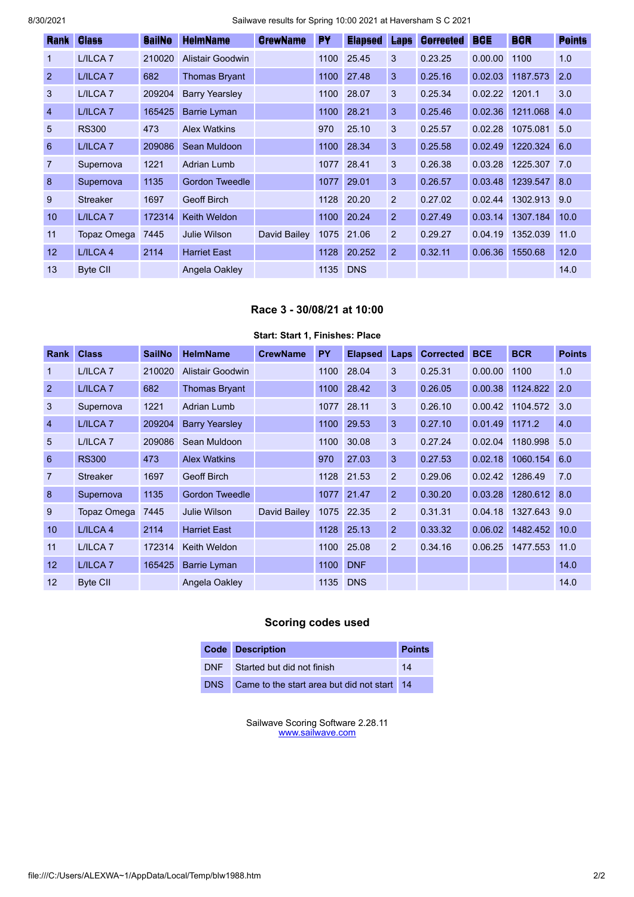| Rank | Class | SailNo | HelmName | CrewName | PY | Elapsed | Laps | Corrected | BCE | BCR | Points |
|---|---|---|---|---|---|---|---|---|---|---|---|
| 1 | L/ILCA 7 | 210020 | Alistair Goodwin | | 1100 | 25.45 | 3 | 0.23.25 | 0.00.00 | 1100 | 1.0 |
| 2 | L/ILCA 7 | 682 | Thomas Bryant | | 1100 | 27.48 | 3 | 0.25.16 | 0.02.03 | 1187.573 | 2.0 |
| 3 | L/ILCA 7 | 209204 | Barry Yearsley | | 1100 | 28.07 | 3 | 0.25.34 | 0.02.22 | 1201.1 | 3.0 |
| 4 | L/ILCA 7 | 165425 | Barrie Lyman | | 1100 | 28.21 | 3 | 0.25.46 | 0.02.36 | 1211.068 | 4.0 |
| 5 | RS300 | 473 | Alex Watkins | | 970 | 25.10 | 3 | 0.25.57 | 0.02.28 | 1075.081 | 5.0 |
| 6 | L/ILCA 7 | 209086 | Sean Muldoon | | 1100 | 28.34 | 3 | 0.25.58 | 0.02.49 | 1220.324 | 6.0 |
| 7 | Supernova | 1221 | Adrian Lumb | | 1077 | 28.41 | 3 | 0.26.38 | 0.03.28 | 1225.307 | 7.0 |
| 8 | Supernova | 1135 | Gordon Tweedle | | 1077 | 29.01 | 3 | 0.26.57 | 0.03.48 | 1239.547 | 8.0 |
| 9 | Streaker | 1697 | Geoff Birch | | 1128 | 20.20 | 2 | 0.27.02 | 0.02.44 | 1302.913 | 9.0 |
| 10 | L/ILCA 7 | 172314 | Keith Weldon | | 1100 | 20.24 | 2 | 0.27.49 | 0.03.14 | 1307.184 | 10.0 |
| 11 | Topaz Omega | 7445 | Julie Wilson | David Bailey | 1075 | 21.06 | 2 | 0.29.27 | 0.04.19 | 1352.039 | 11.0 |
| 12 | L/ILCA 4 | 2114 | Harriet East | | 1128 | 20.252 | 2 | 0.32.11 | 0.06.36 | 1550.68 | 12.0 |
| 13 | Byte CII | | Angela Oakley | | 1135 | DNS | | | | | 14.0 |

### Race 3 - 30/08/21 at 10:00

**Start: Start 1, Finishes: Place**

| Rank | Class | SailNo | HelmName | CrewName | PY | Elapsed | Laps | Corrected | BCE | BCR | Points |
|---|---|---|---|---|---|---|---|---|---|---|---|
| 1 | L/ILCA 7 | 210020 | Alistair Goodwin | | 1100 | 28.04 | 3 | 0.25.31 | 0.00.00 | 1100 | 1.0 |
| 2 | L/ILCA 7 | 682 | Thomas Bryant | | 1100 | 28.42 | 3 | 0.26.05 | 0.00.38 | 1124.822 | 2.0 |
| 3 | Supernova | 1221 | Adrian Lumb | | 1077 | 28.11 | 3 | 0.26.10 | 0.00.42 | 1104.572 | 3.0 |
| 4 | L/ILCA 7 | 209204 | Barry Yearsley | | 1100 | 29.53 | 3 | 0.27.10 | 0.01.49 | 1171.2 | 4.0 |
| 5 | L/ILCA 7 | 209086 | Sean Muldoon | | 1100 | 30.08 | 3 | 0.27.24 | 0.02.04 | 1180.998 | 5.0 |
| 6 | RS300 | 473 | Alex Watkins | | 970 | 27.03 | 3 | 0.27.53 | 0.02.18 | 1060.154 | 6.0 |
| 7 | Streaker | 1697 | Geoff Birch | | 1128 | 21.53 | 2 | 0.29.06 | 0.02.42 | 1286.49 | 7.0 |
| 8 | Supernova | 1135 | Gordon Tweedle | | 1077 | 21.47 | 2 | 0.30.20 | 0.03.28 | 1280.612 | 8.0 |
| 9 | Topaz Omega | 7445 | Julie Wilson | David Bailey | 1075 | 22.35 | 2 | 0.31.31 | 0.04.18 | 1327.643 | 9.0 |
| 10 | L/ILCA 4 | 2114 | Harriet East | | 1128 | 25.13 | 2 | 0.33.32 | 0.06.02 | 1482.452 | 10.0 |
| 11 | L/ILCA 7 | 172314 | Keith Weldon | | 1100 | 25.08 | 2 | 0.34.16 | 0.06.25 | 1477.553 | 11.0 |
| 12 | L/ILCA 7 | 165425 | Barrie Lyman | | 1100 | DNF | | | | | 14.0 |
| 12 | Byte CII | | Angela Oakley | | 1135 | DNS | | | | | 14.0 |

### Scoring codes used

| Code | Description | Points |
|---|---|---|
| DNF | Started but did not finish | 14 |
| DNS | Came to the start area but did not start | 14 |

Sailwave Scoring Software 2.28.11
www.sailwave.com